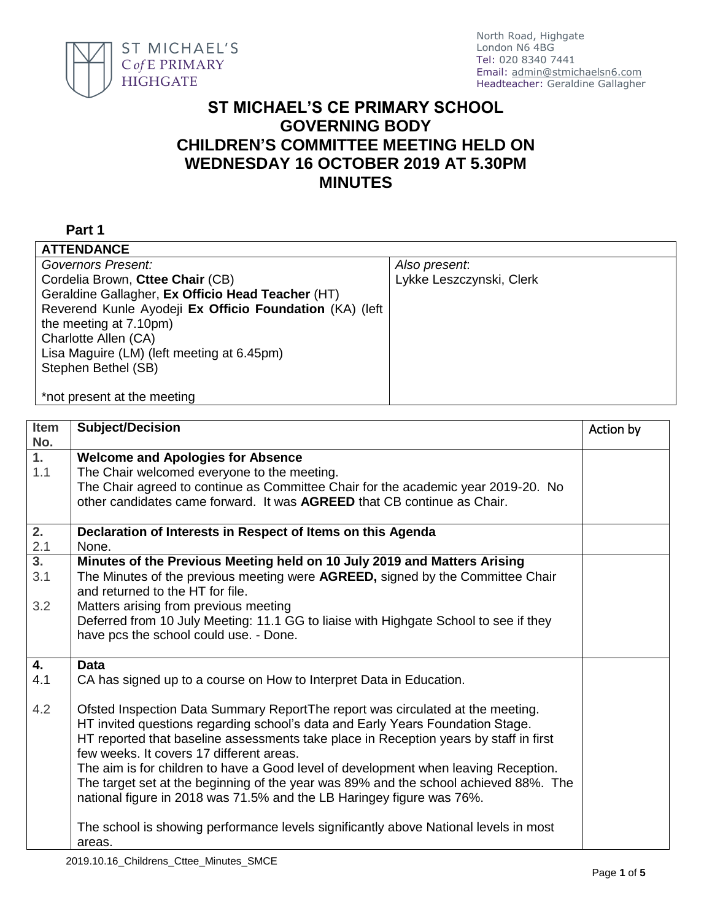ST MICHAEL'S C of E PRIMARY HIGHGATE

North Road, Highgate
London N6 4BG
Tel: 020 8340 7441
Email: admin@stmichaelsn6.com
Headteacher: Geraldine Gallagher

# ST MICHAEL'S CE PRIMARY SCHOOL GOVERNING BODY CHILDREN'S COMMITTEE MEETING HELD ON WEDNESDAY 16 OCTOBER 2019 AT 5.30PM MINUTES

**Part 1**

| **ATTENDANCE** | |
|---|---|
| *Governors Present:*<br>Cordelia Brown, **Cttee Chair** (CB)<br>Geraldine Gallagher, **Ex Officio Head Teacher** (HT)<br>Reverend Kunle Ayodeji **Ex Officio Foundation** (KA) (left the meeting at 7.10pm)<br>Charlotte Allen (CA)<br>Lisa Maguire (LM) (left meeting at 6.45pm)<br>Stephen Bethel (SB)<br><br>*not present at the meeting | *Also present*:<br>Lykke Leszczynski, Clerk |

| Item No. | Subject/Decision | Action by |
|---|---|---|
| **1.**<br>1.1 | **Welcome and Apologies for Absence**<br>The Chair welcomed everyone to the meeting.<br>The Chair agreed to continue as Committee Chair for the academic year 2019-20. No other candidates came forward. It was **AGREED** that CB continue as Chair. | |
| **2.**<br>2.1 | **Declaration of Interests in Respect of Items on this Agenda**<br>None. | |
| **3.**<br>3.1<br><br>3.2 | **Minutes of the Previous Meeting held on 10 July 2019 and Matters Arising**<br>The Minutes of the previous meeting were **AGREED,** signed by the Committee Chair and returned to the HT for file.<br>Matters arising from previous meeting<br>Deferred from 10 July Meeting: 11.1 GG to liaise with Highgate School to see if they have pcs the school could use. - Done. | |
| **4.**<br>4.1<br><br>4.2 | **Data**<br>CA has signed up to a course on How to Interpret Data in Education.<br><br>Ofsted Inspection Data Summary ReportThe report was circulated at the meeting. HT invited questions regarding school's data and Early Years Foundation Stage.<br>HT reported that baseline assessments take place in Reception years by staff in first few weeks. It covers 17 different areas.<br>The aim is for children to have a Good level of development when leaving Reception. The target set at the beginning of the year was 89% and the school achieved 88%. The national figure in 2018 was 71.5% and the LB Haringey figure was 76%.<br><br>The school is showing performance levels significantly above National levels in most areas. | |

2019.10.16_Childrens_Cttee_Minutes_SMCE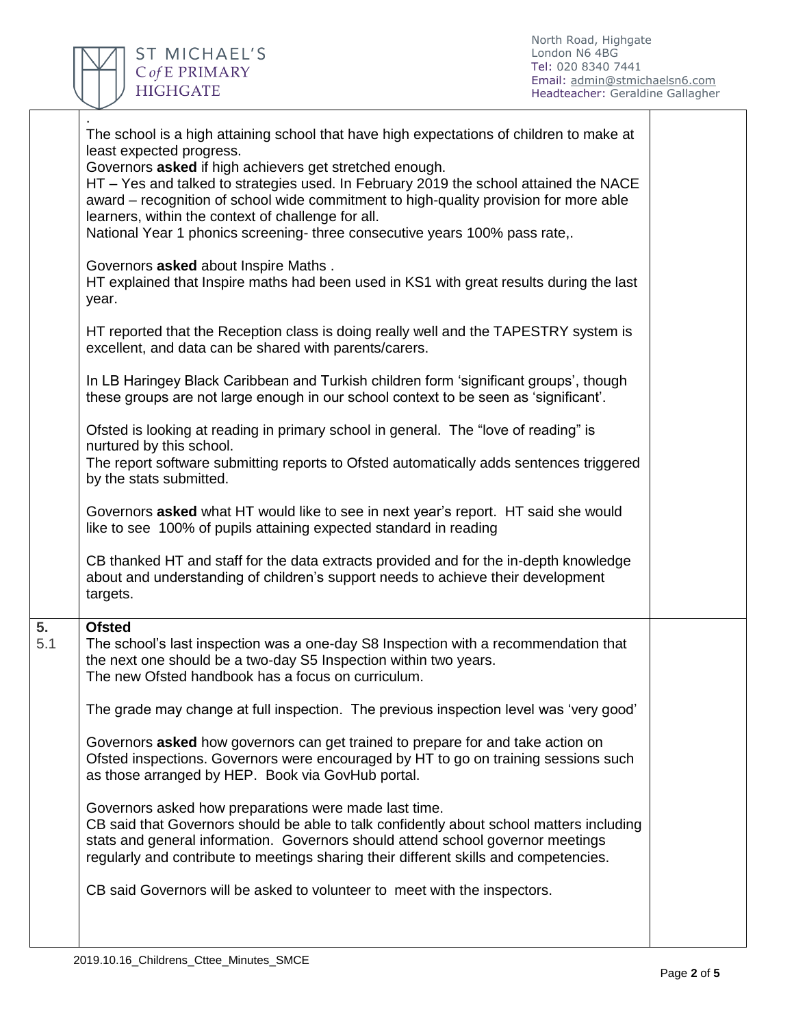.
The school is a high attaining school that have high expectations of children to make at least expected progress.
Governors **asked** if high achievers get stretched enough.
HT – Yes and talked to strategies used. In February 2019 the school attained the NACE award – recognition of school wide commitment to high-quality provision for more able learners, within the context of challenge for all.
National Year 1 phonics screening- three consecutive years 100% pass rate,.

Governors **asked** about Inspire Maths .
HT explained that Inspire maths had been used in KS1 with great results during the last year.

HT reported that the Reception class is doing really well and the TAPESTRY system is excellent, and data can be shared with parents/carers.

In LB Haringey Black Caribbean and Turkish children form 'significant groups', though these groups are not large enough in our school context to be seen as 'significant'.

Ofsted is looking at reading in primary school in general. The "love of reading" is nurtured by this school.
The report software submitting reports to Ofsted automatically adds sentences triggered by the stats submitted.

Governors **asked** what HT would like to see in next year's report. HT said she would like to see 100% of pupils attaining expected standard in reading

CB thanked HT and staff for the data extracts provided and for the in-depth knowledge about and understanding of children's support needs to achieve their development targets.

**5. Ofsted**

5.1 The school's last inspection was a one-day S8 Inspection with a recommendation that the next one should be a two-day S5 Inspection within two years.
The new Ofsted handbook has a focus on curriculum.

The grade may change at full inspection. The previous inspection level was 'very good'

Governors **asked** how governors can get trained to prepare for and take action on Ofsted inspections. Governors were encouraged by HT to go on training sessions such as those arranged by HEP. Book via GovHub portal.

Governors asked how preparations were made last time.
CB said that Governors should be able to talk confidently about school matters including stats and general information. Governors should attend school governor meetings regularly and contribute to meetings sharing their different skills and competencies.

CB said Governors will be asked to volunteer to meet with the inspectors.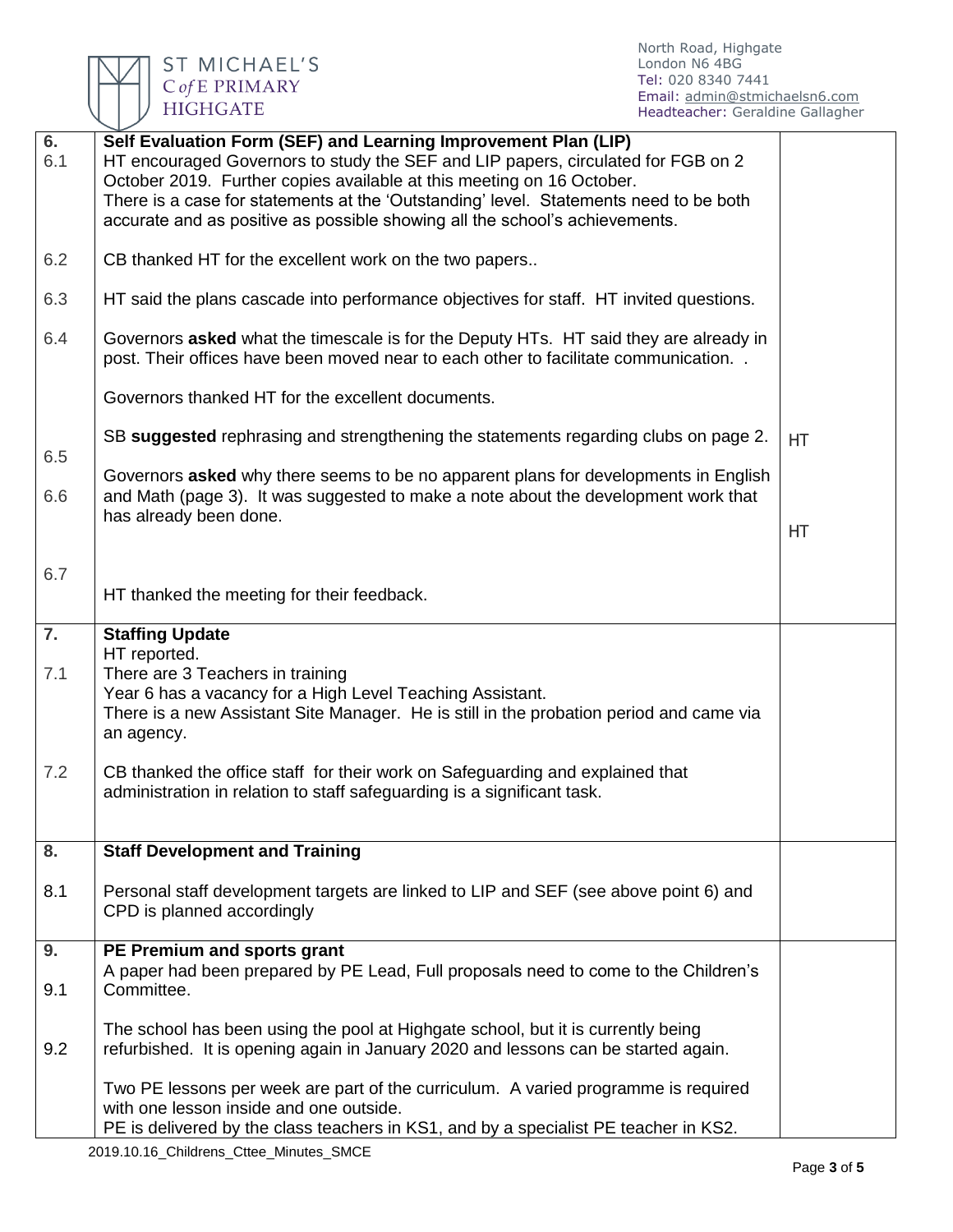| | | |
|---|---|---|
| **6.** | **Self Evaluation Form (SEF) and Learning Improvement Plan (LIP)** | |
| 6.1 | HT encouraged Governors to study the SEF and LIP papers, circulated for FGB on 2 October 2019. Further copies available at this meeting on 16 October.<br>There is a case for statements at the 'Outstanding' level. Statements need to be both accurate and as positive as possible showing all the school's achievements. | |
| 6.2 | CB thanked HT for the excellent work on the two papers.. | |
| 6.3 | HT said the plans cascade into performance objectives for staff. HT invited questions. | |
| 6.4 | Governors **asked** what the timescale is for the Deputy HTs. HT said they are already in post. Their offices have been moved near to each other to facilitate communication. .<br><br>Governors thanked HT for the excellent documents. | |
| 6.5 | SB **suggested** rephrasing and strengthening the statements regarding clubs on page 2. | HT |
| 6.6 | Governors **asked** why there seems to be no apparent plans for developments in English and Math (page 3). It was suggested to make a note about the development work that has already been done. | HT |
| 6.7 | HT thanked the meeting for their feedback. | |
| **7.** | **Staffing Update**<br>HT reported. | |
| 7.1 | There are 3 Teachers in training<br>Year 6 has a vacancy for a High Level Teaching Assistant.<br>There is a new Assistant Site Manager. He is still in the probation period and came via an agency. | |
| 7.2 | CB thanked the office staff for their work on Safeguarding and explained that administration in relation to staff safeguarding is a significant task. | |
| **8.** | **Staff Development and Training** | |
| 8.1 | Personal staff development targets are linked to LIP and SEF (see above point 6) and CPD is planned accordingly | |
| **9.** | **PE Premium and sports grant** | |
| 9.1 | A paper had been prepared by PE Lead, Full proposals need to come to the Children's Committee. | |
| 9.2 | The school has been using the pool at Highgate school, but it is currently being refurbished. It is opening again in January 2020 and lessons can be started again.<br><br>Two PE lessons per week are part of the curriculum. A varied programme is required with one lesson inside and one outside.<br>PE is delivered by the class teachers in KS1, and by a specialist PE teacher in KS2. | |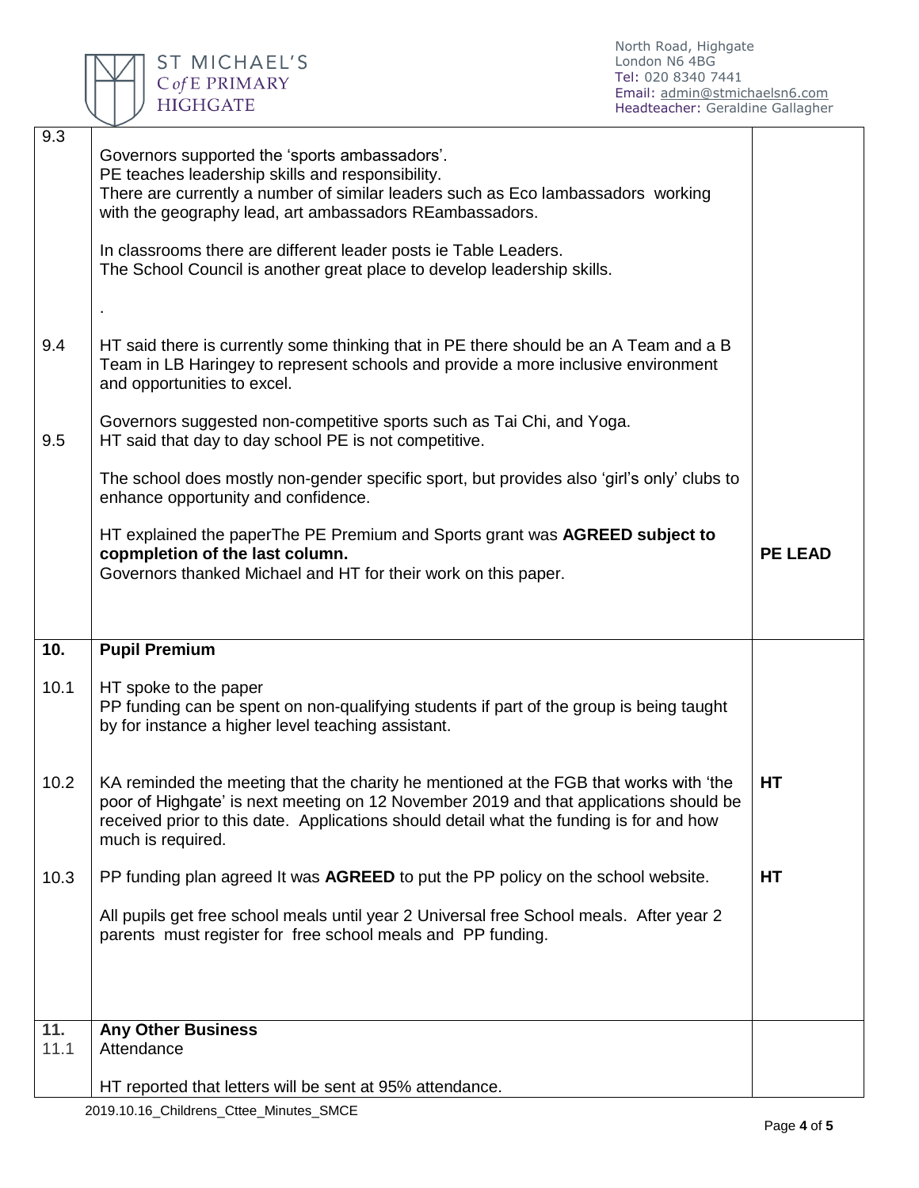| | | |
|---|---|---|
| 9.3 | Governors supported the 'sports ambassadors'.<br>PE teaches leadership skills and responsibility.<br>There are currently a number of similar leaders such as Eco lambassadors working with the geography lead, art ambassadors REambassadors.<br><br>In classrooms there are different leader posts ie Table Leaders.<br>The School Council is another great place to develop leadership skills.<br><br>. | |
| 9.4 | HT said there is currently some thinking that in PE there should be an A Team and a B Team in LB Haringey to represent schools and provide a more inclusive environment and opportunities to excel.<br><br>Governors suggested non-competitive sports such as Tai Chi, and Yoga. | |
| 9.5 | HT said that day to day school PE is not competitive.<br><br>The school does mostly non-gender specific sport, but provides also 'girl's only' clubs to enhance opportunity and confidence.<br><br>HT explained the paperThe PE Premium and Sports grant was **AGREED subject to copmpletion of the last column.**<br>Governors thanked Michael and HT for their work on this paper. | **PE LEAD** |
| **10.** | **Pupil Premium** | |
| 10.1 | HT spoke to the paper<br>PP funding can be spent on non-qualifying students if part of the group is being taught by for instance a higher level teaching assistant. | |
| 10.2 | KA reminded the meeting that the charity he mentioned at the FGB that works with 'the poor of Highgate' is next meeting on 12 November 2019 and that applications should be received prior to this date. Applications should detail what the funding is for and how much is required. | **HT** |
| 10.3 | PP funding plan agreed It was **AGREED** to put the PP policy on the school website.<br><br>All pupils get free school meals until year 2 Universal free School meals. After year 2 parents must register for free school meals and PP funding. | **HT** |
| **11.**<br>11.1 | **Any Other Business**<br>Attendance<br><br>HT reported that letters will be sent at 95% attendance. | |

2019.10.16_Childrens_Cttee_Minutes_SMCE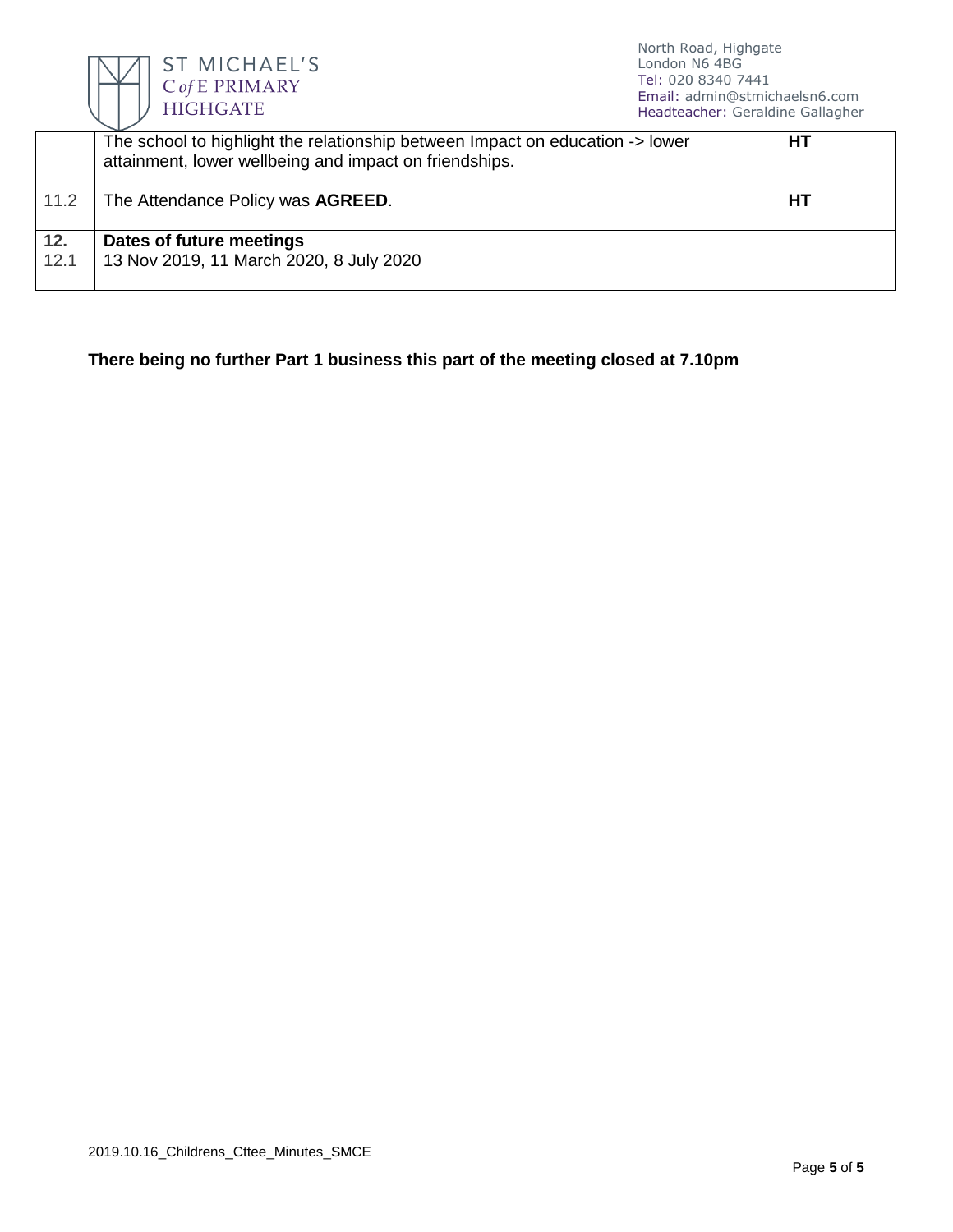| | | |
|---|---|---|
| | The school to highlight the relationship between Impact on education -> lower attainment, lower wellbeing and impact on friendships. | **HT** |
| 11.2 | The Attendance Policy was **AGREED**. | **HT** |
| **12.** 12.1 | **Dates of future meetings** 13 Nov 2019, 11 March 2020, 8 July 2020 | |

**There being no further Part 1 business this part of the meeting closed at 7.10pm**